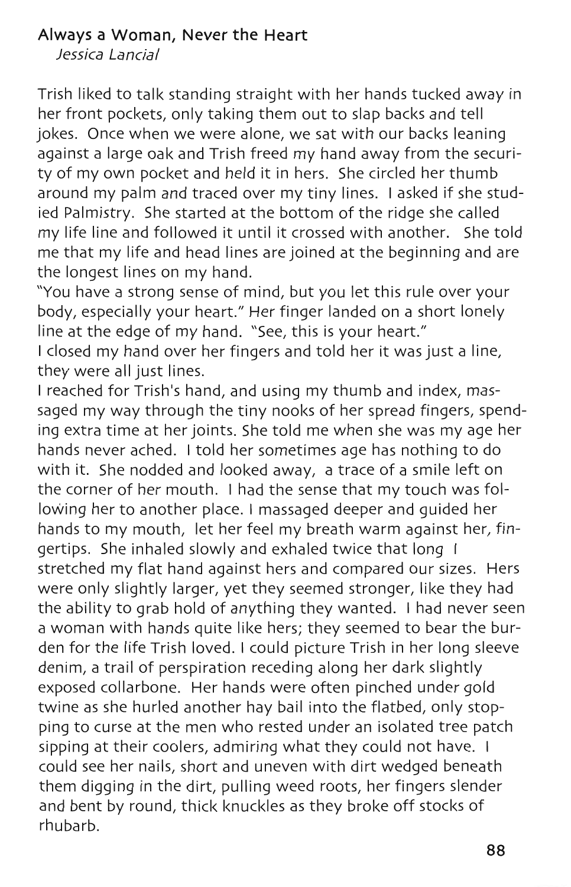# Always a Woman, Never the Heart

*Jessica Lancial*

Trish liked to talk standing straight with her hands tucked away in her front pockets, only taking them out to slap backs and tell jokes. Once when we were alone, we sat with our backs leaning against a large oak and Trish freed my hand away from the security of my own pocket and held it in hers. She circled her thumb around my palm and traced over my tiny lines. I asked if she studied Palmistry. She started at the bottom of the ridge she called my life line and followed it until it crossed with another. She told me that my life and head lines are joined at the beginning and are the longest lines on my hand.

"You have a strong sense of mind, but you let this rule over your body, especially your heart." Her finger landed on a short lonely line at the edge of my hand. "See, this is your heart."

I closed my hand over her fingers and told her it was just a line, they were all just lines.

I reached for Trish's hand, and using my thumb and index, massaged my way through the tiny nooks of her spread fingers, spending extra time at her joints. She told me when she was my age her hands never ached. I told her sometimes age has nothing to do with it. She nodded and looked away, a trace of a smile left on the corner of her mouth. I had the sense that my touch was following her to another place. I massaged deeper and guided her hands to my mouth, let her feel my breath warm against her, fingertips. She inhaled slowly and exhaled twice that long I stretched my flat hand against hers and compared our sizes. Hers were only slightly larger, yet they seemed stronger, like they had the ability to grab hold of anything they wanted. I had never seen a woman with hands quite like hers; they seemed to bear the burden for the life Trish loved. I could picture Trish in her long sleeve denim, a trail of perspiration receding along her dark slightly exposed collarbone. Her hands were often pinched under gold twine as she hurled another hay bail into the flatbed, only stopping to curse at the men who rested under an isolated tree patch sipping at their coolers, admiring what they could not have. I could see her nails, short and uneven with dirt wedged beneath them digging in the dirt, pulling weed roots, her fingers slender and bent by round, thick knuckles as they broke off stocks of rhubarb.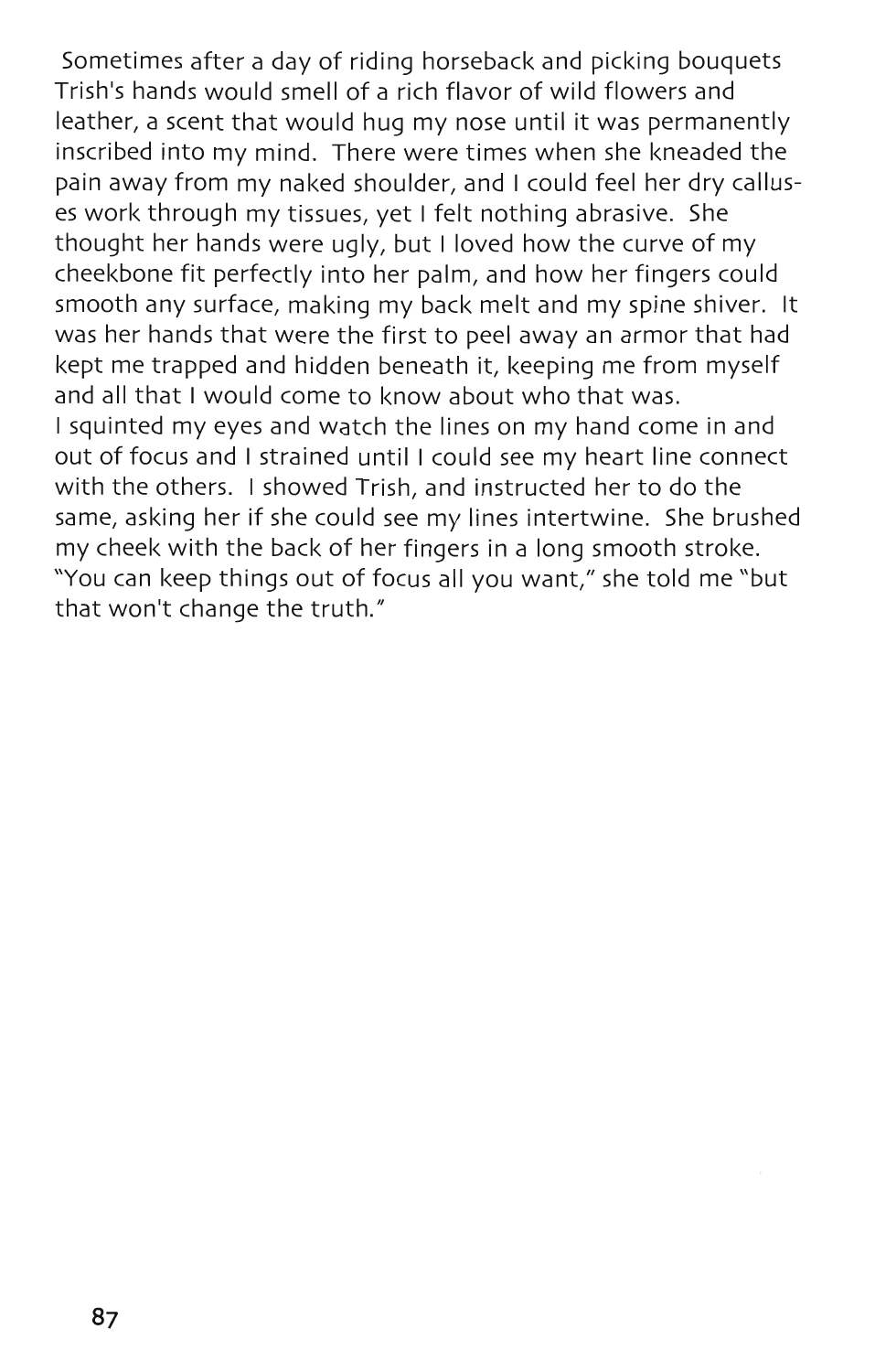Sometimes after a day of riding horseback and picking bouquets Trish's hands would smell of a rich flavor of wild flowers and leather, a scent that would hug my nose until it was permanently inscribed into my mind. There were times when she kneaded the pain away from my naked shoulder, and I could feel her dry calluses work through my tissues, yet I felt nothing abrasive. She thought her hands were ugly, but I loved how the curve of my cheekbone fit perfectly into her palm, and how her fingers could smooth any surface, making my back melt and my spine shiver. It was her hands that were the first to peel away an armor that had kept me trapped and hidden beneath it, keeping me from myself and all that I would come to know about who that was.

I squinted my eyes and watch the lines on my hand come in and out of focus and I strained until I could see my heart line connect with the others. I showed Trish, and instructed her to do the same, asking her if she could see my lines intertwine. She brushed my cheek with the back of her fingers in a long smooth stroke. "You can keep things out of focus all you want," she told me "but that won't change the truth."